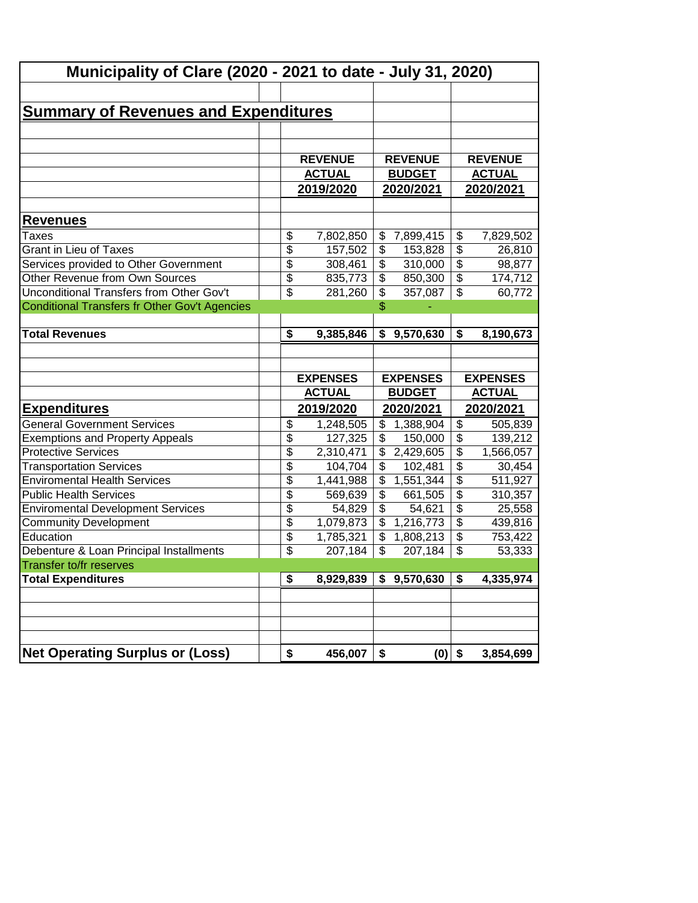# Municipality of Clare (2020 - 2021 to date - July 31, 2020)

## Summary of Revenues and Expenditures

| | REVENUE ACTUAL 2019/2020 | REVENUE BUDGET 2020/2021 | REVENUE ACTUAL 2020/2021 |
|---|---|---|---|
| **Revenues** | | | |
| Taxes | $ 7,802,850 | $ 7,899,415 | $ 7,829,502 |
| Grant in Lieu of Taxes | $ 157,502 | $ 153,828 | $ 26,810 |
| Services provided to Other Government | $ 308,461 | $ 310,000 | $ 98,877 |
| Other Revenue from Own Sources | $ 835,773 | $ 850,300 | $ 174,712 |
| Unconditional Transfers from Other Gov't | $ 281,260 | $ 357,087 | $ 60,772 |
| Conditional Transfers fr Other Gov't Agencies | | $ - | |
| **Total Revenues** | **$ 9,385,846** | **$ 9,570,630** | **$ 8,190,673** |

| | EXPENSES ACTUAL 2019/2020 | EXPENSES BUDGET 2020/2021 | EXPENSES ACTUAL 2020/2021 |
|---|---|---|---|
| **Expenditures** | | | |
| General Government Services | $ 1,248,505 | $ 1,388,904 | $ 505,839 |
| Exemptions and Property Appeals | $ 127,325 | $ 150,000 | $ 139,212 |
| Protective Services | $ 2,310,471 | $ 2,429,605 | $ 1,566,057 |
| Transportation Services | $ 104,704 | $ 102,481 | $ 30,454 |
| Enviromental Health Services | $ 1,441,988 | $ 1,551,344 | $ 511,927 |
| Public Health Services | $ 569,639 | $ 661,505 | $ 310,357 |
| Enviromental Development Services | $ 54,829 | $ 54,621 | $ 25,558 |
| Community Development | $ 1,079,873 | $ 1,216,773 | $ 439,816 |
| Education | $ 1,785,321 | $ 1,808,213 | $ 753,422 |
| Debenture & Loan Principal Installments | $ 207,184 | $ 207,184 | $ 53,333 |
| Transfer to/fr reserves | | | |
| **Total Expenditures** | **$ 8,929,839** | **$ 9,570,630** | **$ 4,335,974** |
| **Net Operating Surplus or (Loss)** | **$ 456,007** | **$ (0)** | **$ 3,854,699** |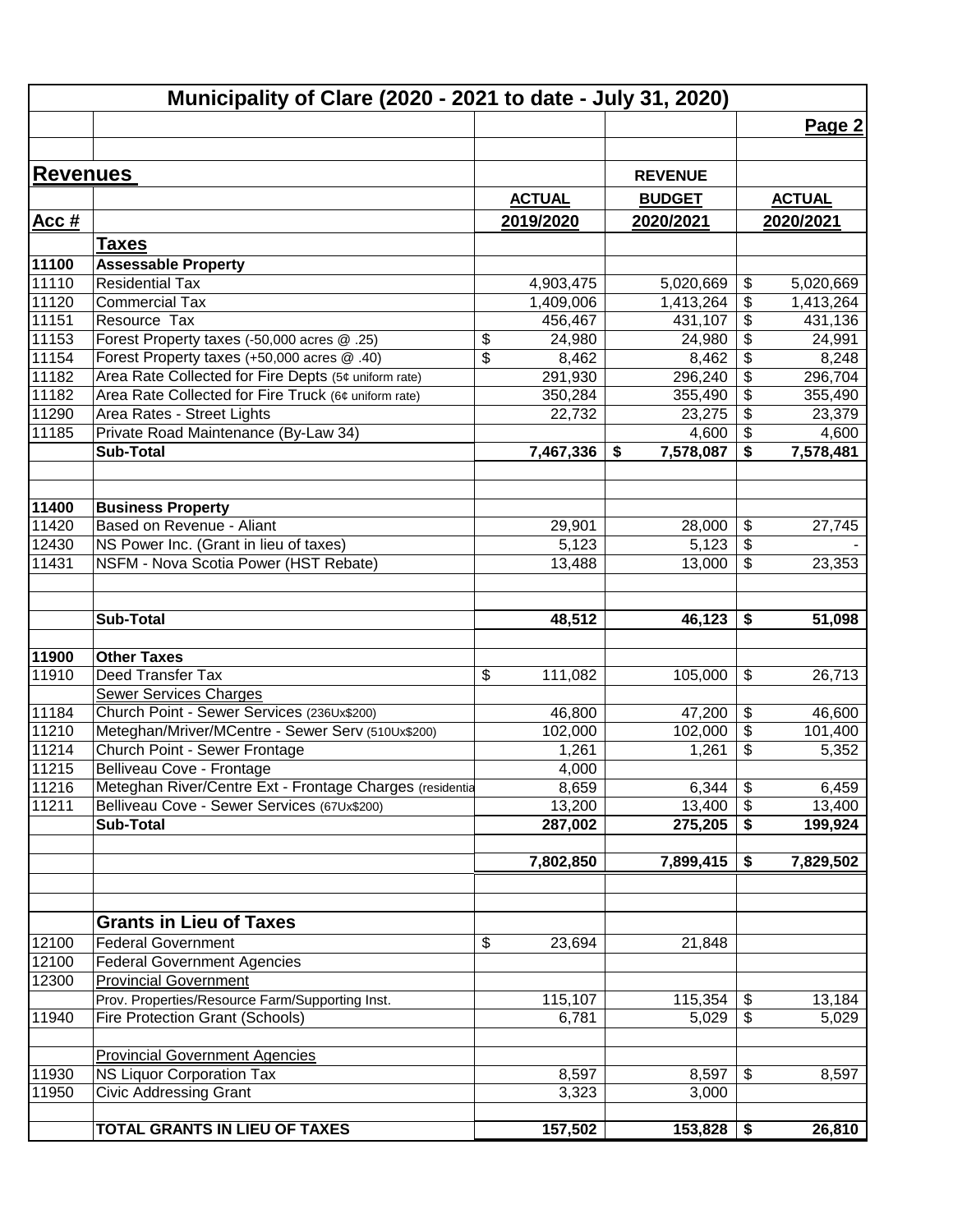# Municipality of Clare (2020 - 2021 to date - July 31, 2020)

**Page 2**

## Revenues

| Acc # | | ACTUAL 2019/2020 | REVENUE BUDGET 2020/2021 | ACTUAL 2020/2021 |
|---|---|---|---|---|
| | **Taxes** | | | |
| **11100** | **Assessable Property** | | | |
| 11110 | Residential Tax | 4,903,475 | 5,020,669 | $ 5,020,669 |
| 11120 | Commercial Tax | 1,409,006 | 1,413,264 | $ 1,413,264 |
| 11151 | Resource Tax | 456,467 | 431,107 | $ 431,136 |
| 11153 | Forest Property taxes (-50,000 acres @ .25) | $ 24,980 | 24,980 | $ 24,991 |
| 11154 | Forest Property taxes (+50,000 acres @ .40) | $ 8,462 | 8,462 | $ 8,248 |
| 11182 | Area Rate Collected for Fire Depts (5¢ uniform rate) | 291,930 | 296,240 | $ 296,704 |
| 11182 | Area Rate Collected for Fire Truck (6¢ uniform rate) | 350,284 | 355,490 | $ 355,490 |
| 11290 | Area Rates - Street Lights | 22,732 | 23,275 | $ 23,379 |
| 11185 | Private Road Maintenance (By-Law 34) | | 4,600 | $ 4,600 |
| | **Sub-Total** | **7,467,336** | **$ 7,578,087** | **$ 7,578,481** |
| | | | | |
| **11400** | **Business Property** | | | |
| 11420 | Based on Revenue - Aliant | 29,901 | 28,000 | $ 27,745 |
| 12430 | NS Power Inc. (Grant in lieu of taxes) | 5,123 | 5,123 | $ - |
| 11431 | NSFM - Nova Scotia Power (HST Rebate) | 13,488 | 13,000 | $ 23,353 |
| | **Sub-Total** | **48,512** | **46,123** | **$ 51,098** |
| | | | | |
| **11900** | **Other Taxes** | | | |
| 11910 | Deed Transfer Tax | $ 111,082 | 105,000 | $ 26,713 |
| | Sewer Services Charges | | | |
| 11184 | Church Point - Sewer Services (236Ux$200) | 46,800 | 47,200 | $ 46,600 |
| 11210 | Meteghan/Mriver/MCentre - Sewer Serv (510Ux$200) | 102,000 | 102,000 | $ 101,400 |
| 11214 | Church Point - Sewer Frontage | 1,261 | 1,261 | $ 5,352 |
| 11215 | Belliveau Cove - Frontage | 4,000 | | |
| 11216 | Meteghan River/Centre Ext - Frontage Charges (residentia | 8,659 | 6,344 | $ 6,459 |
| 11211 | Belliveau Cove - Sewer Services (67Ux$200) | 13,200 | 13,400 | $ 13,400 |
| | **Sub-Total** | **287,002** | **275,205** | **$ 199,924** |
| | | | | |
| | | **7,802,850** | **7,899,415** | **$ 7,829,502** |
| | | | | |
| | **Grants in Lieu of Taxes** | | | |
| 12100 | Federal Government | $ 23,694 | 21,848 | |
| 12100 | Federal Government Agencies | | | |
| 12300 | Provincial Government | | | |
| | Prov. Properties/Resource Farm/Supporting Inst. | 115,107 | 115,354 | $ 13,184 |
| 11940 | Fire Protection Grant (Schools) | 6,781 | 5,029 | $ 5,029 |
| | | | | |
| | Provincial Government Agencies | | | |
| 11930 | NS Liquor Corporation Tax | 8,597 | 8,597 | $ 8,597 |
| 11950 | Civic Addressing Grant | 3,323 | 3,000 | |
| | | | | |
| | **TOTAL GRANTS IN LIEU OF TAXES** | **157,502** | **153,828** | **$ 26,810** |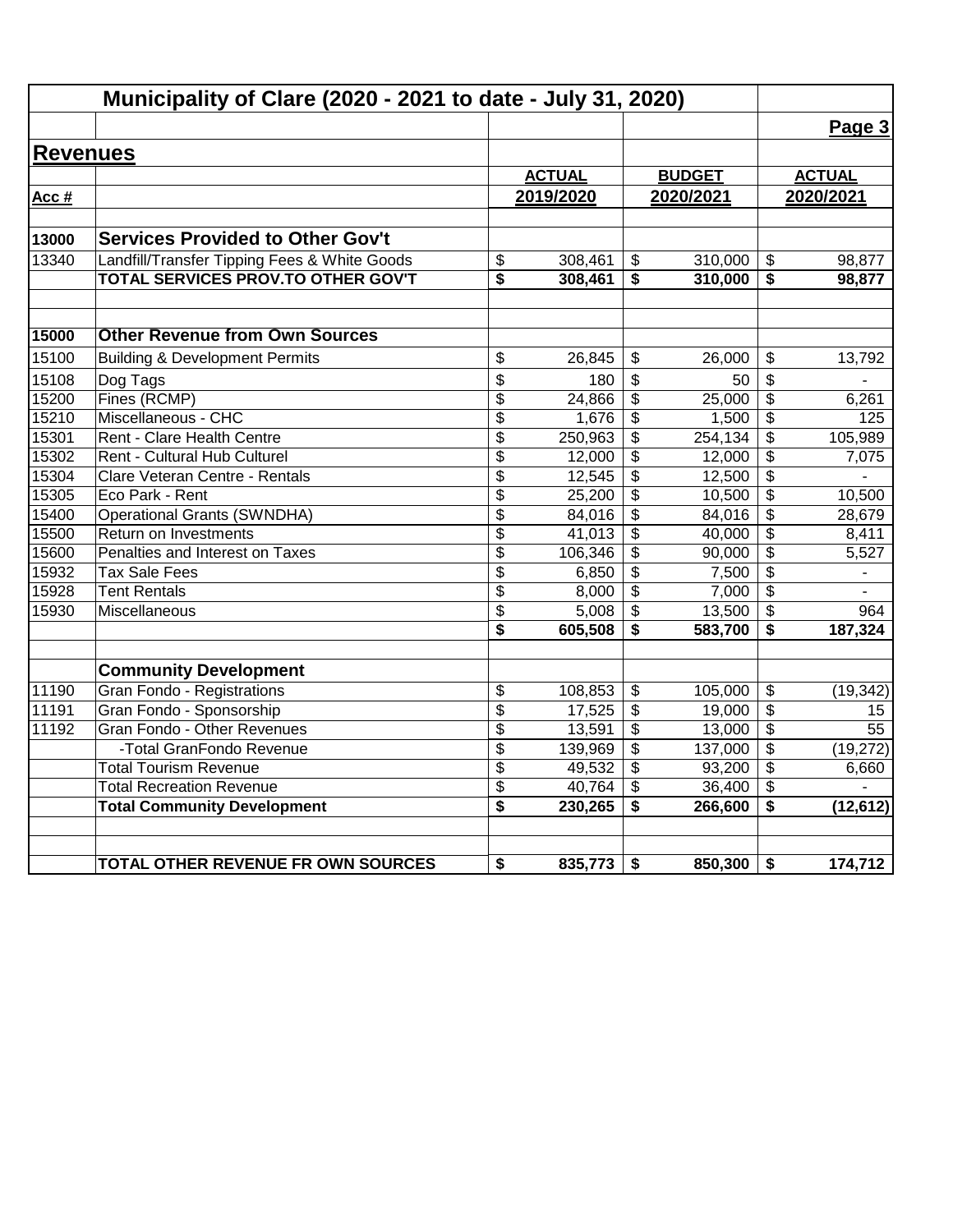# Municipality of Clare (2020 - 2021 to date - July 31, 2020)

## Revenues

| Acc # | | ACTUAL 2019/2020 | BUDGET 2020/2021 | ACTUAL 2020/2021 |
|---|---|---|---|---|
| **13000** | **Services Provided to Other Gov't** | | | |
| 13340 | Landfill/Transfer Tipping Fees & White Goods | $ 308,461 | $ 310,000 | $ 98,877 |
| | **TOTAL SERVICES PROV.TO OTHER GOV'T** | **$ 308,461** | **$ 310,000** | **$ 98,877** |
| | | | | |
| **15000** | **Other Revenue from Own Sources** | | | |
| 15100 | Building & Development Permits | $ 26,845 | $ 26,000 | $ 13,792 |
| 15108 | Dog Tags | $ 180 | $ 50 | $ - |
| 15200 | Fines (RCMP) | $ 24,866 | $ 25,000 | $ 6,261 |
| 15210 | Miscellaneous - CHC | $ 1,676 | $ 1,500 | $ 125 |
| 15301 | Rent - Clare Health Centre | $ 250,963 | $ 254,134 | $ 105,989 |
| 15302 | Rent - Cultural Hub Culturel | $ 12,000 | $ 12,000 | $ 7,075 |
| 15304 | Clare Veteran Centre - Rentals | $ 12,545 | $ 12,500 | $ - |
| 15305 | Eco Park - Rent | $ 25,200 | $ 10,500 | $ 10,500 |
| 15400 | Operational Grants (SWNDHA) | $ 84,016 | $ 84,016 | $ 28,679 |
| 15500 | Return on Investments | $ 41,013 | $ 40,000 | $ 8,411 |
| 15600 | Penalties and Interest on Taxes | $ 106,346 | $ 90,000 | $ 5,527 |
| 15932 | Tax Sale Fees | $ 6,850 | $ 7,500 | $ - |
| 15928 | Tent Rentals | $ 8,000 | $ 7,000 | $ - |
| 15930 | Miscellaneous | $ 5,008 | $ 13,500 | $ 964 |
| | | **$ 605,508** | **$ 583,700** | **$ 187,324** |
| | | | | |
| | **Community Development** | | | |
| 11190 | Gran Fondo - Registrations | $ 108,853 | $ 105,000 | $ (19,342) |
| 11191 | Gran Fondo - Sponsorship | $ 17,525 | $ 19,000 | $ 15 |
| 11192 | Gran Fondo - Other Revenues | $ 13,591 | $ 13,000 | $ 55 |
| | -Total GranFondo Revenue | $ 139,969 | $ 137,000 | $ (19,272) |
| | Total Tourism Revenue | $ 49,532 | $ 93,200 | $ 6,660 |
| | Total Recreation Revenue | $ 40,764 | $ 36,400 | $ - |
| | **Total Community Development** | **$ 230,265** | **$ 266,600** | **$ (12,612)** |
| | | | | |
| | **TOTAL OTHER REVENUE FR OWN SOURCES** | **$ 835,773** | **$ 850,300** | **$ 174,712** |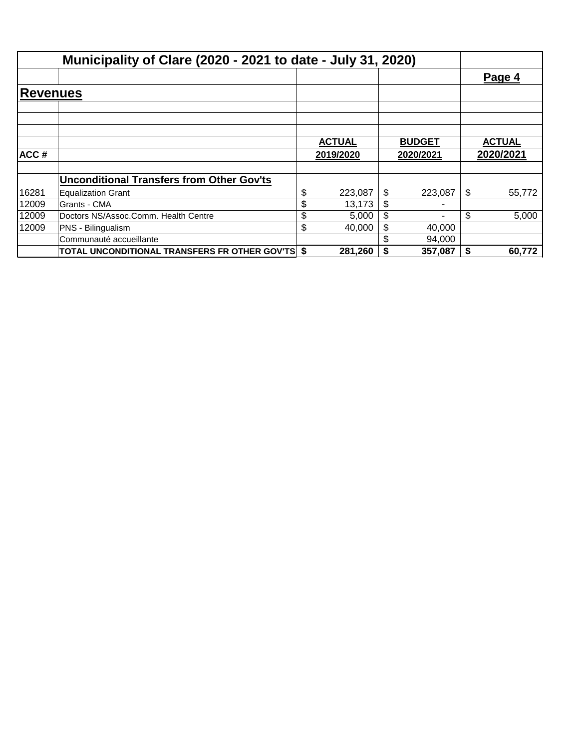# Municipality of Clare (2020 - 2021 to date - July 31, 2020)

**Page 4**

## Revenues

| ACC # | | ACTUAL 2019/2020 | BUDGET 2020/2021 | ACTUAL 2020/2021 |
|---|---|---|---|---|
| | **Unconditional Transfers from Other Gov'ts** | | | |
| 16281 | Equalization Grant | $ 223,087 | $ 223,087 | $ 55,772 |
| 12009 | Grants - CMA | $ 13,173 | $ - | |
| 12009 | Doctors NS/Assoc.Comm. Health Centre | $ 5,000 | $ - | $ 5,000 |
| 12009 | PNS - Bilingualism | $ 40,000 | $ 40,000 | |
| | Communauté accueillante | | $ 94,000 | |
| | **TOTAL UNCONDITIONAL TRANSFERS FR OTHER GOV'TS** | **$ 281,260** | **$ 357,087** | **$ 60,772** |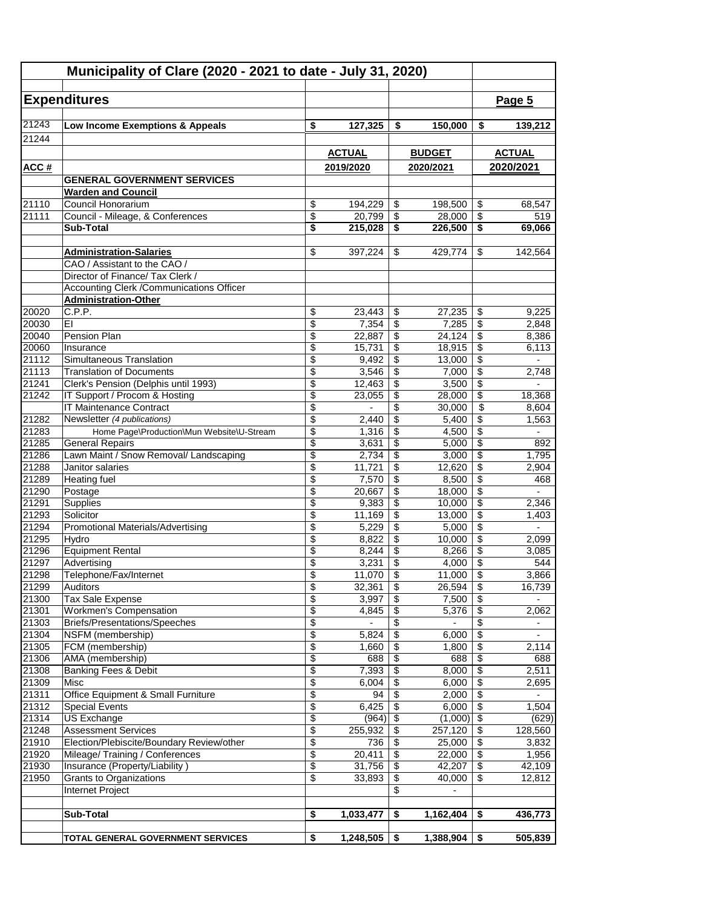# Municipality of Clare (2020 - 2021 to date - July 31, 2020)

## Expenditures

**Page 5**

| ACC # | | ACTUAL 2019/2020 | BUDGET 2020/2021 | ACTUAL 2020/2021 |
|---|---|---|---|---|
| 21243 | **Low Income Exemptions & Appeals** | **$ 127,325** | **$ 150,000** | **$ 139,212** |
| 21244 | | | | |
| | **GENERAL GOVERNMENT SERVICES** | | | |
| | **Warden and Council** | | | |
| 21110 | Council Honorarium | $ 194,229 | $ 198,500 | $ 68,547 |
| 21111 | Council - Mileage, & Conferences | $ 20,799 | $ 28,000 | $ 519 |
| | **Sub-Total** | **$ 215,028** | **$ 226,500** | **$ 69,066** |
| | | | | |
| | **Administration-Salaries** | $ 397,224 | $ 429,774 | $ 142,564 |
| | CAO / Assistant to the CAO / | | | |
| | Director of Finance/ Tax Clerk / | | | |
| | Accounting Clerk /Communications Officer | | | |
| | **Administration-Other** | | | |
| 20020 | C.P.P. | $ 23,443 | $ 27,235 | $ 9,225 |
| 20030 | EI | $ 7,354 | $ 7,285 | $ 2,848 |
| 20040 | Pension Plan | $ 22,887 | $ 24,124 | $ 8,386 |
| 20060 | Insurance | $ 15,731 | $ 18,915 | $ 6,113 |
| 21112 | Simultaneous Translation | $ 9,492 | $ 13,000 | $ - |
| 21113 | Translation of Documents | $ 3,546 | $ 7,000 | $ 2,748 |
| 21241 | Clerk's Pension (Delphis until 1993) | $ 12,463 | $ 3,500 | $ - |
| 21242 | IT Support / Procom & Hosting | $ 23,055 | $ 28,000 | $ 18,368 |
| | IT Maintenance Contract | $ - | $ 30,000 | $ 8,604 |
| 21282 | Newsletter *(4 publications)* | $ 2,440 | $ 5,400 | $ 1,563 |
| 21283 | Home Page\Production\Mun Website\U-Stream | $ 1,316 | $ 4,500 | $ - |
| 21285 | General Repairs | $ 3,631 | $ 5,000 | $ 892 |
| 21286 | Lawn Maint / Snow Removal/ Landscaping | $ 2,734 | $ 3,000 | $ 1,795 |
| 21288 | Janitor salaries | $ 11,721 | $ 12,620 | $ 2,904 |
| 21289 | Heating fuel | $ 7,570 | $ 8,500 | $ 468 |
| 21290 | Postage | $ 20,667 | $ 18,000 | $ - |
| 21291 | Supplies | $ 9,383 | $ 10,000 | $ 2,346 |
| 21293 | Solicitor | $ 11,169 | $ 13,000 | $ 1,403 |
| 21294 | Promotional Materials/Advertising | $ 5,229 | $ 5,000 | $ - |
| 21295 | Hydro | $ 8,822 | $ 10,000 | $ 2,099 |
| 21296 | Equipment Rental | $ 8,244 | $ 8,266 | $ 3,085 |
| 21297 | Advertising | $ 3,231 | $ 4,000 | $ 544 |
| 21298 | Telephone/Fax/Internet | $ 11,070 | $ 11,000 | $ 3,866 |
| 21299 | Auditors | $ 32,361 | $ 26,594 | $ 16,739 |
| 21300 | Tax Sale Expense | $ 3,997 | $ 7,500 | $ - |
| 21301 | Workmen's Compensation | $ 4,845 | $ 5,376 | $ 2,062 |
| 21303 | Briefs/Presentations/Speeches | $ - | $ - | $ - |
| 21304 | NSFM (membership) | $ 5,824 | $ 6,000 | $ - |
| 21305 | FCM (membership) | $ 1,660 | $ 1,800 | $ 2,114 |
| 21306 | AMA (membership) | $ 688 | $ 688 | $ 688 |
| 21308 | Banking Fees & Debit | $ 7,393 | $ 8,000 | $ 2,511 |
| 21309 | Misc | $ 6,004 | $ 6,000 | $ 2,695 |
| 21311 | Office Equipment & Small Furniture | $ 94 | $ 2,000 | $ - |
| 21312 | Special Events | $ 6,425 | $ 6,000 | $ 1,504 |
| 21314 | US Exchange | $ (964) | $ (1,000) | $ (629) |
| 21248 | Assessment Services | $ 255,932 | $ 257,120 | $ 128,560 |
| 21910 | Election/Plebiscite/Boundary Review/other | $ 736 | $ 25,000 | $ 3,832 |
| 21920 | Mileage/ Training / Conferences | $ 20,411 | $ 22,000 | $ 1,956 |
| 21930 | Insurance (Property/Liability ) | $ 31,756 | $ 42,207 | $ 42,109 |
| 21950 | Grants to Organizations | $ 33,893 | $ 40,000 | $ 12,812 |
| | Internet Project | | $ - | |
| | | | | |
| | **Sub-Total** | **$ 1,033,477** | **$ 1,162,404** | **$ 436,773** |
| | | | | |
| | **TOTAL GENERAL GOVERNMENT SERVICES** | **$ 1,248,505** | **$ 1,388,904** | **$ 505,839** |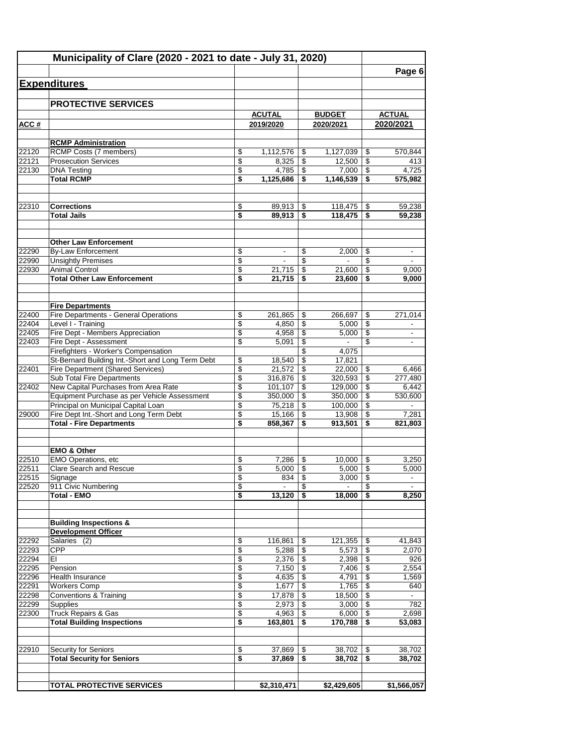# Municipality of Clare (2020 - 2021 to date - July 31, 2020)

## Expenditures

### PROTECTIVE SERVICES

| ACC # | | ACUTAL 2019/2020 | BUDGET 2020/2021 | ACTUAL 2020/2021 |
|---|---|---|---|---|
| | **RCMP Administration** | | | |
| 22120 | RCMP Costs (7 members) | $ 1,112,576 | $ 1,127,039 | $ 570,844 |
| 22121 | Prosecution Services | $ 8,325 | $ 12,500 | $ 413 |
| 22130 | DNA Testing | $ 4,785 | $ 7,000 | $ 4,725 |
| | **Total RCMP** | **$ 1,125,686** | **$ 1,146,539** | **$ 575,982** |
| | | | | |
| 22310 | **Corrections** | $ 89,913 | $ 118,475 | $ 59,238 |
| | **Total Jails** | **$ 89,913** | **$ 118,475** | **$ 59,238** |
| | | | | |
| | **Other Law Enforcement** | | | |
| 22290 | By-Law Enforcement | $ - | $ 2,000 | $ - |
| 22990 | Unsightly Premises | $ - | $ - | $ - |
| 22930 | Animal Control | $ 21,715 | $ 21,600 | $ 9,000 |
| | **Total Other Law Enforcement** | **$ 21,715** | **$ 23,600** | **$ 9,000** |
| | | | | |
| | **Fire Departments** | | | |
| 22400 | Fire Departments - General Operations | $ 261,865 | $ 266,697 | $ 271,014 |
| 22404 | Level I - Training | $ 4,850 | $ 5,000 | $ - |
| 22405 | Fire Dept - Members Appreciation | $ 4,958 | $ 5,000 | $ - |
| 22403 | Fire Dept - Assessment | $ 5,091 | $ - | $ - |
| | Firefighters - Worker's Compensation | | $ 4,075 | |
| | St-Bernard Building Int.-Short and Long Term Debt | $ 18,540 | $ 17,821 | |
| 22401 | Fire Department (Shared Services) | $ 21,572 | $ 22,000 | $ 6,466 |
| | Sub Total Fire Departments | $ 316,876 | $ 320,593 | $ 277,480 |
| 22402 | New Capital Purchases from Area Rate | $ 101,107 | $ 129,000 | $ 6,442 |
| | Equipment Purchase as per Vehicle Assessment | $ 350,000 | $ 350,000 | $ 530,600 |
| | Principal on Municipal Capital Loan | $ 75,218 | $ 100,000 | $ - |
| 29000 | Fire Dept Int.-Short and Long Term Debt | $ 15,166 | $ 13,908 | $ 7,281 |
| | **Total - Fire Departments** | **$ 858,367** | **$ 913,501** | **$ 821,803** |
| | | | | |
| | **EMO & Other** | | | |
| 22510 | EMO Operations, etc | $ 7,286 | $ 10,000 | $ 3,250 |
| 22511 | Clare Search and Rescue | $ 5,000 | $ 5,000 | $ 5,000 |
| 22515 | Signage | $ 834 | $ 3,000 | $ - |
| 22520 | 911 Civic Numbering | $ - | $ - | $ - |
| | **Total - EMO** | **$ 13,120** | **$ 18,000** | **$ 8,250** |
| | | | | |
| | **Building Inspections & Development Officer** | | | |
| 22292 | Salaries (2) | $ 116,861 | $ 121,355 | $ 41,843 |
| 22293 | CPP | $ 5,288 | $ 5,573 | $ 2,070 |
| 22294 | EI | $ 2,376 | $ 2,398 | $ 926 |
| 22295 | Pension | $ 7,150 | $ 7,406 | $ 2,554 |
| 22296 | Health Insurance | $ 4,635 | $ 4,791 | $ 1,569 |
| 22291 | Workers Comp | $ 1,677 | $ 1,765 | $ 640 |
| 22298 | Conventions & Training | $ 17,878 | $ 18,500 | $ - |
| 22299 | Supplies | $ 2,973 | $ 3,000 | $ 782 |
| 22300 | Truck Repairs & Gas | $ 4,963 | $ 6,000 | $ 2,698 |
| | **Total Building Inspections** | **$ 163,801** | **$ 170,788** | **$ 53,083** |
| | | | | |
| 22910 | Security for Seniors | $ 37,869 | $ 38,702 | $ 38,702 |
| | **Total Security for Seniors** | **$ 37,869** | **$ 38,702** | **$ 38,702** |
| | | | | |
| | **TOTAL PROTECTIVE SERVICES** | **$2,310,471** | **$2,429,605** | **$1,566,057** |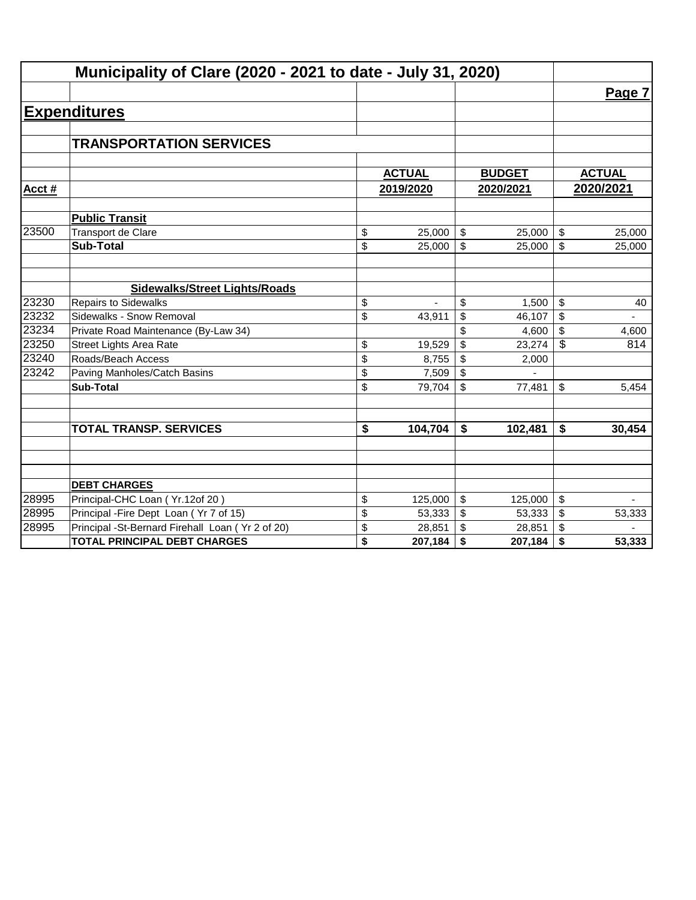# Municipality of Clare (2020 - 2021 to date - July 31, 2020)

## Expenditures

### TRANSPORTATION SERVICES

| Acct # | | ACTUAL 2019/2020 | BUDGET 2020/2021 | ACTUAL 2020/2021 |
|---|---|---|---|---|
| | **Public Transit** | | | |
| 23500 | Transport de Clare | $ 25,000 | $ 25,000 | $ 25,000 |
| | **Sub-Total** | $ 25,000 | $ 25,000 | $ 25,000 |
| | | | | |
| | **Sidewalks/Street Lights/Roads** | | | |
| 23230 | Repairs to Sidewalks | $ - | $ 1,500 | $ 40 |
| 23232 | Sidewalks - Snow Removal | $ 43,911 | $ 46,107 | $ - |
| 23234 | Private Road Maintenance (By-Law 34) | | $ 4,600 | $ 4,600 |
| 23250 | Street Lights Area Rate | $ 19,529 | $ 23,274 | $ 814 |
| 23240 | Roads/Beach Access | $ 8,755 | $ 2,000 | |
| 23242 | Paving Manholes/Catch Basins | $ 7,509 | $ - | |
| | **Sub-Total** | $ 79,704 | $ 77,481 | $ 5,454 |
| | | | | |
| | **TOTAL TRANSP. SERVICES** | **$ 104,704** | **$ 102,481** | **$ 30,454** |
| | | | | |
| | **DEBT CHARGES** | | | |
| 28995 | Principal-CHC Loan ( Yr.12of 20 ) | $ 125,000 | $ 125,000 | $ - |
| 28995 | Principal -Fire Dept Loan ( Yr 7 of 15) | $ 53,333 | $ 53,333 | $ 53,333 |
| 28995 | Principal -St-Bernard Firehall Loan ( Yr 2 of 20) | $ 28,851 | $ 28,851 | $ - |
| | **TOTAL PRINCIPAL DEBT CHARGES** | **$ 207,184** | **$ 207,184** | **$ 53,333** |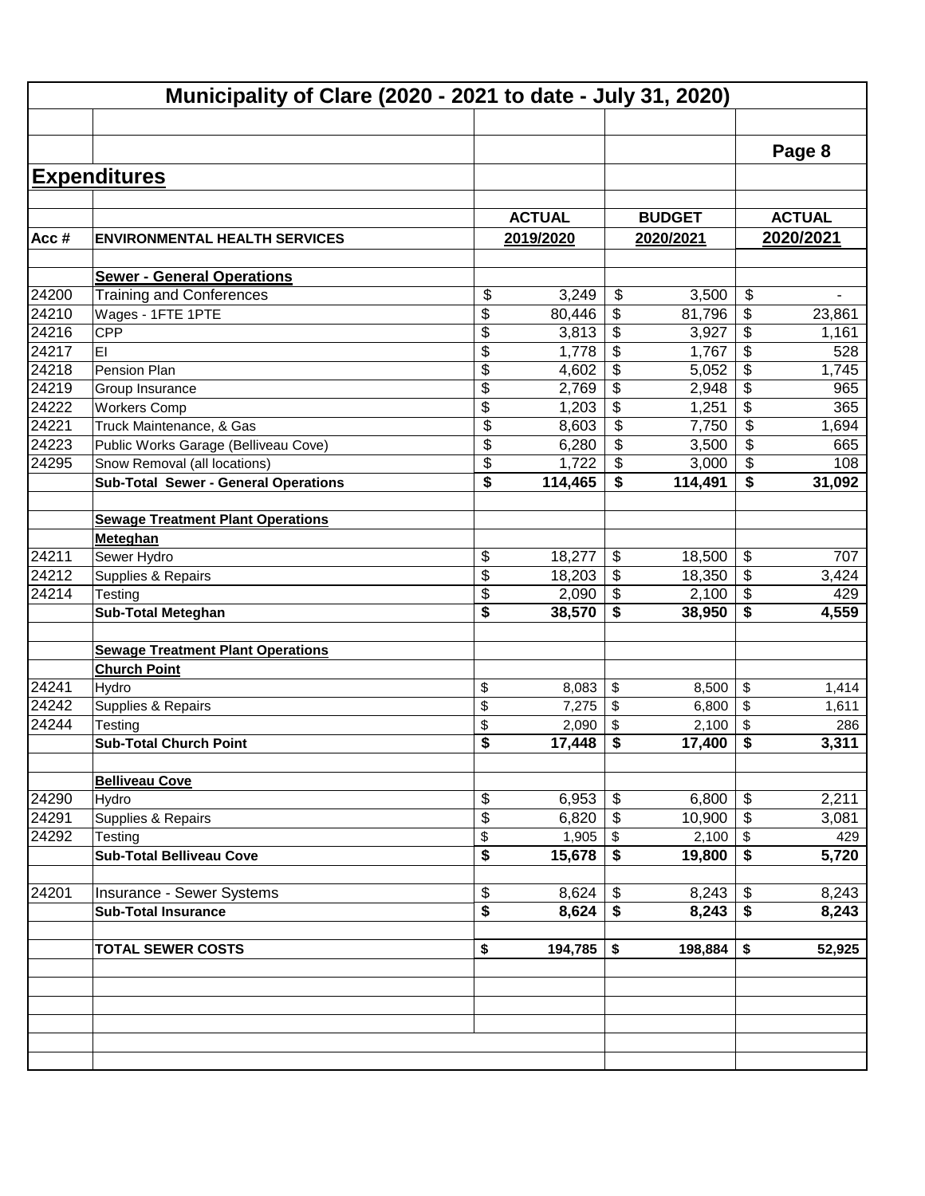# Municipality of Clare (2020 - 2021 to date - July 31, 2020)

Page 8

## Expenditures

| Acc # | ENVIRONMENTAL HEALTH SERVICES | ACTUAL 2019/2020 | BUDGET 2020/2021 | ACTUAL 2020/2021 |
|---|---|---|---|---|
| | **Sewer - General Operations** | | | |
| 24200 | Training and Conferences | $ 3,249 | $ 3,500 | $ - |
| 24210 | Wages - 1FTE 1PTE | $ 80,446 | $ 81,796 | $ 23,861 |
| 24216 | CPP | $ 3,813 | $ 3,927 | $ 1,161 |
| 24217 | EI | $ 1,778 | $ 1,767 | $ 528 |
| 24218 | Pension Plan | $ 4,602 | $ 5,052 | $ 1,745 |
| 24219 | Group Insurance | $ 2,769 | $ 2,948 | $ 965 |
| 24222 | Workers Comp | $ 1,203 | $ 1,251 | $ 365 |
| 24221 | Truck Maintenance, & Gas | $ 8,603 | $ 7,750 | $ 1,694 |
| 24223 | Public Works Garage (Belliveau Cove) | $ 6,280 | $ 3,500 | $ 665 |
| 24295 | Snow Removal (all locations) | $ 1,722 | $ 3,000 | $ 108 |
| | **Sub-Total Sewer - General Operations** | **$ 114,465** | **$ 114,491** | **$ 31,092** |
| | **Sewage Treatment Plant Operations** | | | |
| | **Meteghan** | | | |
| 24211 | Sewer Hydro | $ 18,277 | $ 18,500 | $ 707 |
| 24212 | Supplies & Repairs | $ 18,203 | $ 18,350 | $ 3,424 |
| 24214 | Testing | $ 2,090 | $ 2,100 | $ 429 |
| | **Sub-Total Meteghan** | **$ 38,570** | **$ 38,950** | **$ 4,559** |
| | **Sewage Treatment Plant Operations** | | | |
| | **Church Point** | | | |
| 24241 | Hydro | $ 8,083 | $ 8,500 | $ 1,414 |
| 24242 | Supplies & Repairs | $ 7,275 | $ 6,800 | $ 1,611 |
| 24244 | Testing | $ 2,090 | $ 2,100 | $ 286 |
| | **Sub-Total Church Point** | **$ 17,448** | **$ 17,400** | **$ 3,311** |
| | **Belliveau Cove** | | | |
| 24290 | Hydro | $ 6,953 | $ 6,800 | $ 2,211 |
| 24291 | Supplies & Repairs | $ 6,820 | $ 10,900 | $ 3,081 |
| 24292 | Testing | $ 1,905 | $ 2,100 | $ 429 |
| | **Sub-Total Belliveau Cove** | **$ 15,678** | **$ 19,800** | **$ 5,720** |
| 24201 | Insurance - Sewer Systems | $ 8,624 | $ 8,243 | $ 8,243 |
| | **Sub-Total Insurance** | **$ 8,624** | **$ 8,243** | **$ 8,243** |
| | **TOTAL SEWER COSTS** | **$ 194,785** | **$ 198,884** | **$ 52,925** |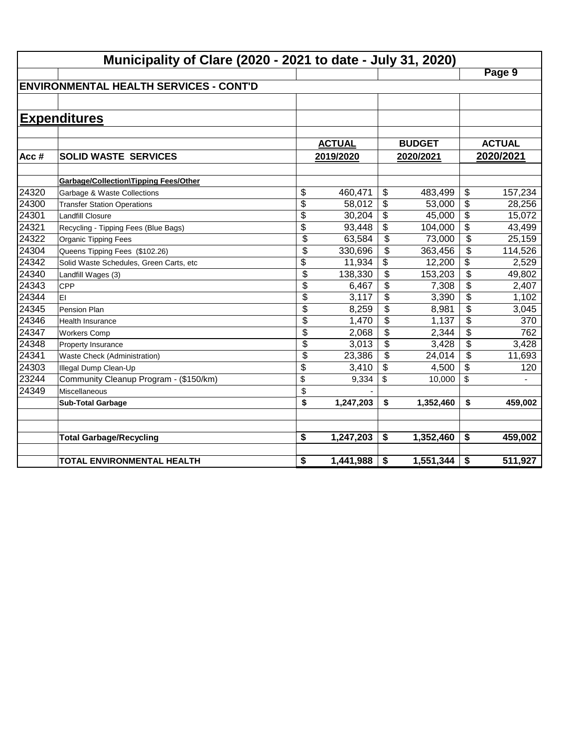# Municipality of Clare (2020 - 2021 to date - July 31, 2020)

## ENVIRONMENTAL HEALTH SERVICES - CONT'D

## Expenditures

| Acc # | SOLID WASTE SERVICES | ACTUAL 2019/2020 | BUDGET 2020/2021 | ACTUAL 2020/2021 |
|---|---|---|---|---|
| | **Garbage/Collection\Tipping Fees/Other** | | | |
| 24320 | Garbage & Waste Collections | $ 460,471 | $ 483,499 | $ 157,234 |
| 24300 | Transfer Station Operations | $ 58,012 | $ 53,000 | $ 28,256 |
| 24301 | Landfill Closure | $ 30,204 | $ 45,000 | $ 15,072 |
| 24321 | Recycling - Tipping Fees (Blue Bags) | $ 93,448 | $ 104,000 | $ 43,499 |
| 24322 | Organic Tipping Fees | $ 63,584 | $ 73,000 | $ 25,159 |
| 24304 | Queens Tipping Fees ($102.26) | $ 330,696 | $ 363,456 | $ 114,526 |
| 24342 | Solid Waste Schedules, Green Carts, etc | $ 11,934 | $ 12,200 | $ 2,529 |
| 24340 | Landfill Wages (3) | $ 138,330 | $ 153,203 | $ 49,802 |
| 24343 | CPP | $ 6,467 | $ 7,308 | $ 2,407 |
| 24344 | EI | $ 3,117 | $ 3,390 | $ 1,102 |
| 24345 | Pension Plan | $ 8,259 | $ 8,981 | $ 3,045 |
| 24346 | Health Insurance | $ 1,470 | $ 1,137 | $ 370 |
| 24347 | Workers Comp | $ 2,068 | $ 2,344 | $ 762 |
| 24348 | Property Insurance | $ 3,013 | $ 3,428 | $ 3,428 |
| 24341 | Waste Check (Administration) | $ 23,386 | $ 24,014 | $ 11,693 |
| 24303 | Illegal Dump Clean-Up | $ 3,410 | $ 4,500 | $ 120 |
| 23244 | Community Cleanup Program - ($150/km) | $ 9,334 | $ 10,000 | $ - |
| 24349 | Miscellaneous | $ - | | |
| | **Sub-Total Garbage** | **$ 1,247,203** | **$ 1,352,460** | **$ 459,002** |
| | | | | |
| | **Total Garbage/Recycling** | **$ 1,247,203** | **$ 1,352,460** | **$ 459,002** |
| | | | | |
| | **TOTAL ENVIRONMENTAL HEALTH** | **$ 1,441,988** | **$ 1,551,344** | **$ 511,927** |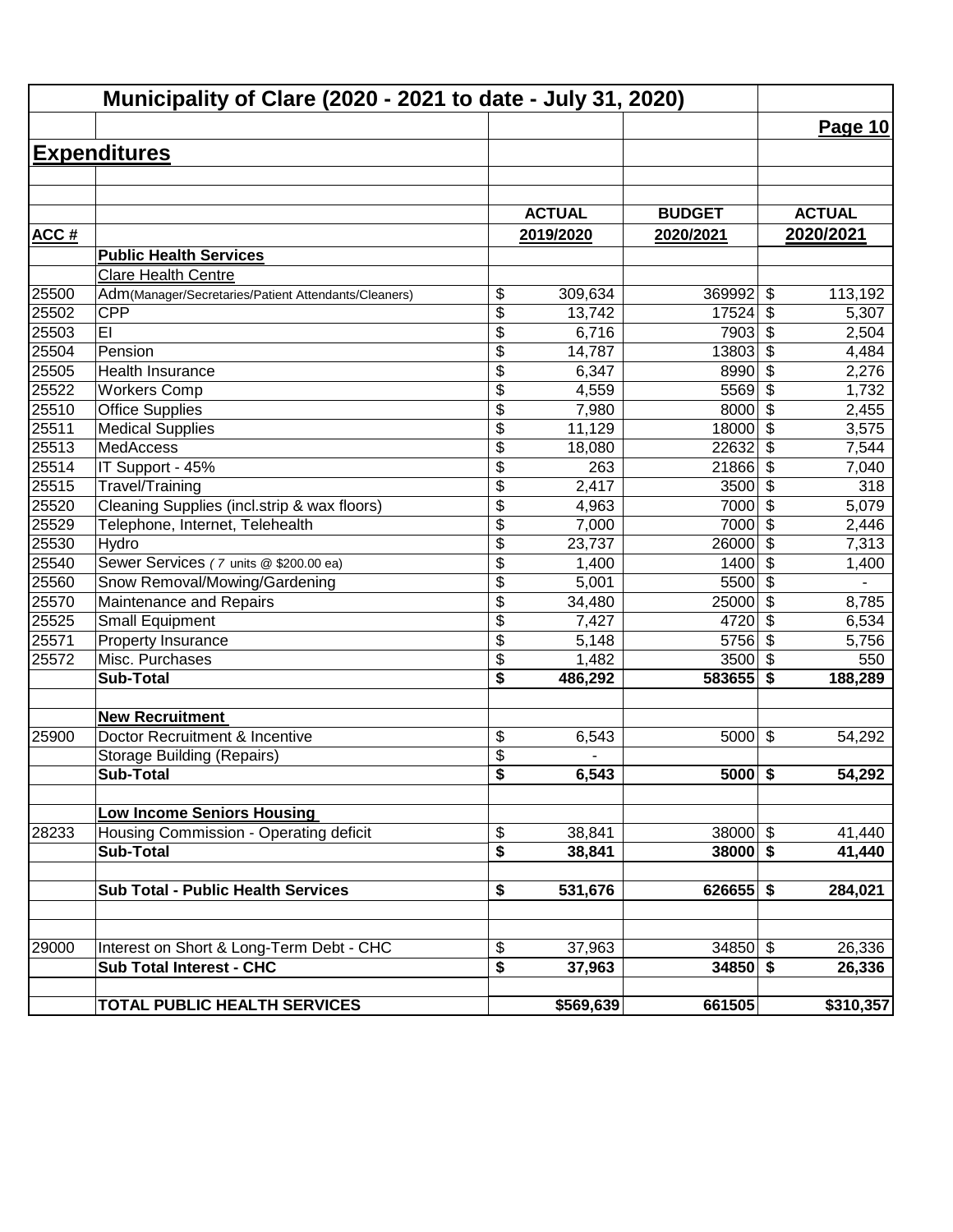# Municipality of Clare (2020 - 2021 to date - July 31, 2020)

## Expenditures

| ACC # | | ACTUAL 2019/2020 | BUDGET 2020/2021 | ACTUAL 2020/2021 |
|---|---|---|---|---|
| | **Public Health Services** | | | |
| | Clare Health Centre | | | |
| 25500 | Adm(Manager/Secretaries/Patient Attendants/Cleaners) | $ 309,634 | 369992 | $ 113,192 |
| 25502 | CPP | $ 13,742 | 17524 | $ 5,307 |
| 25503 | EI | $ 6,716 | 7903 | $ 2,504 |
| 25504 | Pension | $ 14,787 | 13803 | $ 4,484 |
| 25505 | Health Insurance | $ 6,347 | 8990 | $ 2,276 |
| 25522 | Workers Comp | $ 4,559 | 5569 | $ 1,732 |
| 25510 | Office Supplies | $ 7,980 | 8000 | $ 2,455 |
| 25511 | Medical Supplies | $ 11,129 | 18000 | $ 3,575 |
| 25513 | MedAccess | $ 18,080 | 22632 | $ 7,544 |
| 25514 | IT Support - 45% | $ 263 | 21866 | $ 7,040 |
| 25515 | Travel/Training | $ 2,417 | 3500 | $ 318 |
| 25520 | Cleaning Supplies (incl.strip & wax floors) | $ 4,963 | 7000 | $ 5,079 |
| 25529 | Telephone, Internet, Telehealth | $ 7,000 | 7000 | $ 2,446 |
| 25530 | Hydro | $ 23,737 | 26000 | $ 7,313 |
| 25540 | Sewer Services ( 7 units @ $200.00 ea) | $ 1,400 | 1400 | $ 1,400 |
| 25560 | Snow Removal/Mowing/Gardening | $ 5,001 | 5500 | $ - |
| 25570 | Maintenance and Repairs | $ 34,480 | 25000 | $ 8,785 |
| 25525 | Small Equipment | $ 7,427 | 4720 | $ 6,534 |
| 25571 | Property Insurance | $ 5,148 | 5756 | $ 5,756 |
| 25572 | Misc. Purchases | $ 1,482 | 3500 | $ 550 |
| | **Sub-Total** | **$ 486,292** | **583655** | **$ 188,289** |
| | | | | |
| | **New Recruitment** | | | |
| 25900 | Doctor Recruitment & Incentive | $ 6,543 | 5000 | $ 54,292 |
| | Storage Building (Repairs) | $ - | | |
| | **Sub-Total** | **$ 6,543** | **5000** | **$ 54,292** |
| | | | | |
| | **Low Income Seniors Housing** | | | |
| 28233 | Housing Commission - Operating deficit | $ 38,841 | 38000 | $ 41,440 |
| | **Sub-Total** | **$ 38,841** | **38000** | **$ 41,440** |
| | | | | |
| | **Sub Total - Public Health Services** | **$ 531,676** | **626655** | **$ 284,021** |
| | | | | |
| 29000 | Interest on Short & Long-Term Debt - CHC | $ 37,963 | 34850 | $ 26,336 |
| | **Sub Total Interest - CHC** | **$ 37,963** | **34850** | **$ 26,336** |
| | | | | |
| | **TOTAL PUBLIC HEALTH SERVICES** | **$569,639** | **661505** | **$310,357** |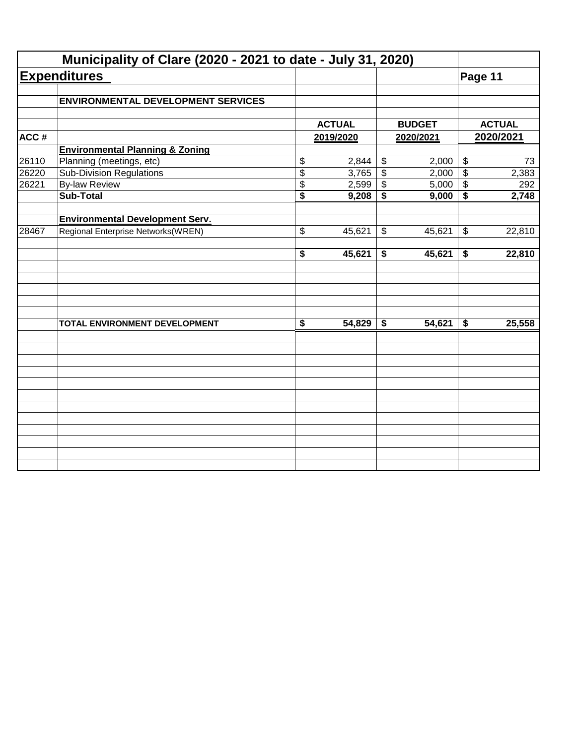# Municipality of Clare (2020 - 2021 to date - July 31, 2020)

## Expenditures

Page 11

| ACC # | ENVIRONMENTAL DEVELOPMENT SERVICES | ACTUAL 2019/2020 | BUDGET 2020/2021 | ACTUAL 2020/2021 |
|---|---|---|---|---|
| | **Environmental Planning & Zoning** | | | |
| 26110 | Planning (meetings, etc) | $ 2,844 | $ 2,000 | $ 73 |
| 26220 | Sub-Division Regulations | $ 3,765 | $ 2,000 | $ 2,383 |
| 26221 | By-law Review | $ 2,599 | $ 5,000 | $ 292 |
| | **Sub-Total** | **$ 9,208** | **$ 9,000** | **$ 2,748** |
| | | | | |
| | **Environmental Development Serv.** | | | |
| 28467 | Regional Enterprise Networks(WREN) | $ 45,621 | $ 45,621 | $ 22,810 |
| | | | | |
| | | **$ 45,621** | **$ 45,621** | **$ 22,810** |
| | | | | |
| | **TOTAL ENVIRONMENT DEVELOPMENT** | **$ 54,829** | **$ 54,621** | **$ 25,558** |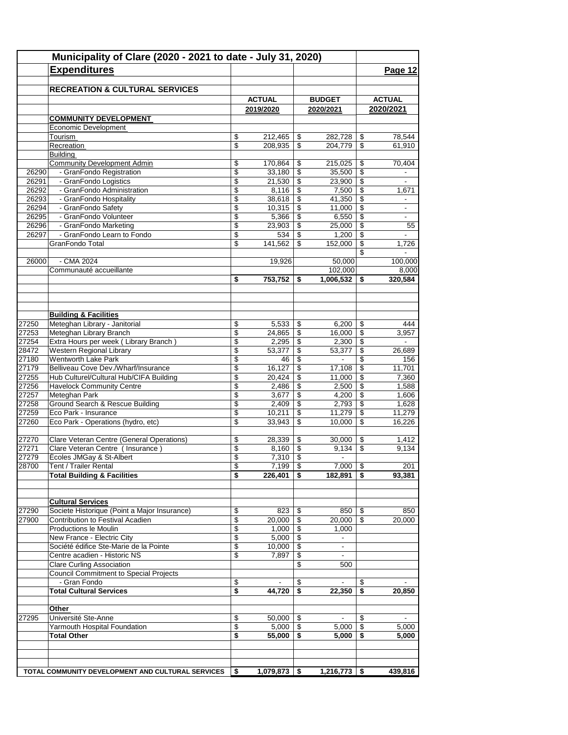# Municipality of Clare (2020 - 2021 to date - July 31, 2020)

## Expenditures

Page 12

### RECREATION & CULTURAL SERVICES

| Code | Item | ACTUAL 2019/2020 | BUDGET 2020/2021 | ACTUAL 2020/2021 |
|---|---|---|---|---|
| | **COMMUNITY DEVELOPMENT** | | | |
| | Economic Development | | | |
| | Tourism | $ 212,465 | $ 282,728 | $ 78,544 |
| | Recreation | $ 208,935 | $ 204,779 | $ 61,910 |
| | Building | | | |
| | Community Development Admin | $ 170,864 | $ 215,025 | $ 70,404 |
| 26290 | - GranFondo Registration | $ 33,180 | $ 35,500 | $ - |
| 26291 | - GranFondo Logistics | $ 21,530 | $ 23,900 | $ - |
| 26292 | - GranFondo Administration | $ 8,116 | $ 7,500 | $ 1,671 |
| 26293 | - GranFondo Hospitality | $ 38,618 | $ 41,350 | $ - |
| 26294 | - GranFondo Safety | $ 10,315 | $ 11,000 | $ - |
| 26295 | - GranFondo Volunteer | $ 5,366 | $ 6,550 | $ - |
| 26296 | - GranFondo Marketing | $ 23,903 | $ 25,000 | $ 55 |
| 26297 | - GranFondo Learn to Fondo | $ 534 | $ 1,200 | $ - |
| | GranFondo Total | $ 141,562 | $ 152,000 | $ 1,726 |
| | | | | $ - |
| 26000 | - CMA 2024 | 19,926 | 50,000 | 100,000 |
| | Communauté accueillante | | 102,000 | 8,000 |
| | | **$ 753,752** | **$ 1,006,532** | **$ 320,584** |
| | **Building & Facilities** | | | |
| 27250 | Meteghan Library - Janitorial | $ 5,533 | $ 6,200 | $ 444 |
| 27253 | Meteghan Library Branch | $ 24,865 | $ 16,000 | $ 3,957 |
| 27254 | Extra Hours per week ( Library Branch ) | $ 2,295 | $ 2,300 | $ - |
| 28472 | Western Regional Library | $ 53,377 | $ 53,377 | $ 26,689 |
| 27180 | Wentworth Lake Park | $ 46 | $ - | $ 156 |
| 27179 | Belliveau Cove Dev./Wharf/Insurance | $ 16,127 | $ 17,108 | $ 11,701 |
| 27255 | Hub Culturel/Cultural Hub/CIFA Building | $ 20,424 | $ 11,000 | $ 7,360 |
| 27256 | Havelock Community Centre | $ 2,486 | $ 2,500 | $ 1,588 |
| 27257 | Meteghan Park | $ 3,677 | $ 4,200 | $ 1,606 |
| 27258 | Ground Search & Rescue Building | $ 2,409 | $ 2,793 | $ 1,628 |
| 27259 | Eco Park - Insurance | $ 10,211 | $ 11,279 | $ 11,279 |
| 27260 | Eco Park - Operations (hydro, etc) | $ 33,943 | $ 10,000 | $ 16,226 |
| 27270 | Clare Veteran Centre (General Operations) | $ 28,339 | $ 30,000 | $ 1,412 |
| 27271 | Clare Veteran Centre ( Insurance ) | $ 8,160 | $ 9,134 | $ 9,134 |
| 27279 | Écoles JMGay & St-Albert | $ 7,310 | $ - | |
| 28700 | Tent / Trailer Rental | $ 7,199 | $ 7,000 | $ 201 |
| | **Total Building & Facilities** | **$ 226,401** | **$ 182,891** | **$ 93,381** |
| | **Cultural Services** | | | |
| 27290 | Societe Historique (Point a Major Insurance) | $ 823 | $ 850 | $ 850 |
| 27900 | Contribution to Festival Acadien | $ 20,000 | $ 20,000 | $ 20,000 |
| | Productions le Moulin | $ 1,000 | $ 1,000 | |
| | New France - Electric City | $ 5,000 | $ - | |
| | Société édifice Ste-Marie de la Pointe | $ 10,000 | $ - | |
| | Centre acadien - Historic NS | $ 7,897 | $ - | |
| | Clare Curling Association | | $ 500 | |
| | Council Commitment to Special Projects | | | |
| | - Gran Fondo | $ - | $ - | $ - |
| | **Total Cultural Services** | **$ 44,720** | **$ 22,350** | **$ 20,850** |
| | **Other** | | | |
| 27295 | Université Ste-Anne | $ 50,000 | $ - | $ - |
| | Yarmouth Hospital Foundation | $ 5,000 | $ 5,000 | $ 5,000 |
| | **Total Other** | **$ 55,000** | **$ 5,000** | **$ 5,000** |
| | **TOTAL COMMUNITY DEVELOPMENT AND CULTURAL SERVICES** | **$ 1,079,873** | **$ 1,216,773** | **$ 439,816** |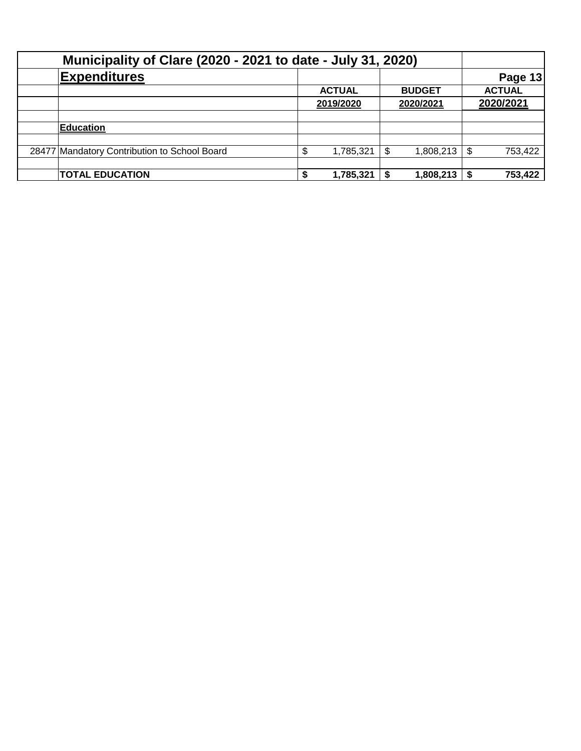## Municipality of Clare (2020 - 2021 to date - July 31, 2020)

| | **Expenditures** | **ACTUAL 2019/2020** | **BUDGET 2020/2021** | **ACTUAL 2020/2021** |
|---|---|---|---|---|
| | **Education** | | | |
| 28477 | Mandatory Contribution to School Board | $ 1,785,321 | $ 1,808,213 | $ 753,422 |
| | **TOTAL EDUCATION** | **$ 1,785,321** | **$ 1,808,213** | **$ 753,422** |